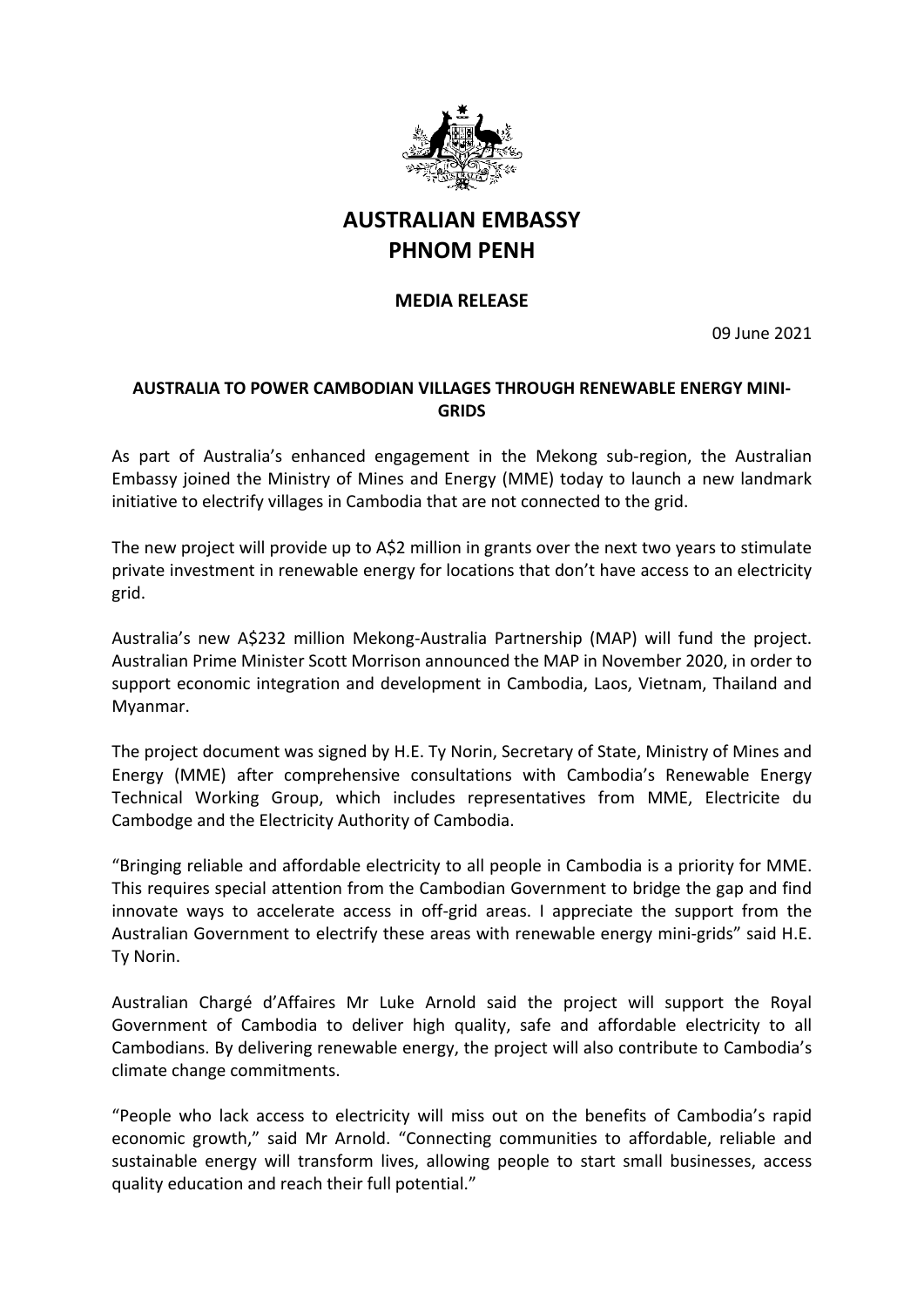# AUSTRALIAN EMBASSY
# PHNOM PENH

## MEDIA RELEASE

09 June 2021

### AUSTRALIA TO POWER CAMBODIAN VILLAGES THROUGH RENEWABLE ENERGY MINI-GRIDS

As part of Australia's enhanced engagement in the Mekong sub-region, the Australian Embassy joined the Ministry of Mines and Energy (MME) today to launch a new landmark initiative to electrify villages in Cambodia that are not connected to the grid.

The new project will provide up to A$2 million in grants over the next two years to stimulate private investment in renewable energy for locations that don't have access to an electricity grid.

Australia's new A$232 million Mekong-Australia Partnership (MAP) will fund the project. Australian Prime Minister Scott Morrison announced the MAP in November 2020, in order to support economic integration and development in Cambodia, Laos, Vietnam, Thailand and Myanmar.

The project document was signed by H.E. Ty Norin, Secretary of State, Ministry of Mines and Energy (MME) after comprehensive consultations with Cambodia's Renewable Energy Technical Working Group, which includes representatives from MME, Electricite du Cambodge and the Electricity Authority of Cambodia.

"Bringing reliable and affordable electricity to all people in Cambodia is a priority for MME. This requires special attention from the Cambodian Government to bridge the gap and find innovate ways to accelerate access in off-grid areas. I appreciate the support from the Australian Government to electrify these areas with renewable energy mini-grids" said H.E. Ty Norin.

Australian Chargé d'Affaires Mr Luke Arnold said the project will support the Royal Government of Cambodia to deliver high quality, safe and affordable electricity to all Cambodians. By delivering renewable energy, the project will also contribute to Cambodia's climate change commitments.

"People who lack access to electricity will miss out on the benefits of Cambodia's rapid economic growth," said Mr Arnold. "Connecting communities to affordable, reliable and sustainable energy will transform lives, allowing people to start small businesses, access quality education and reach their full potential."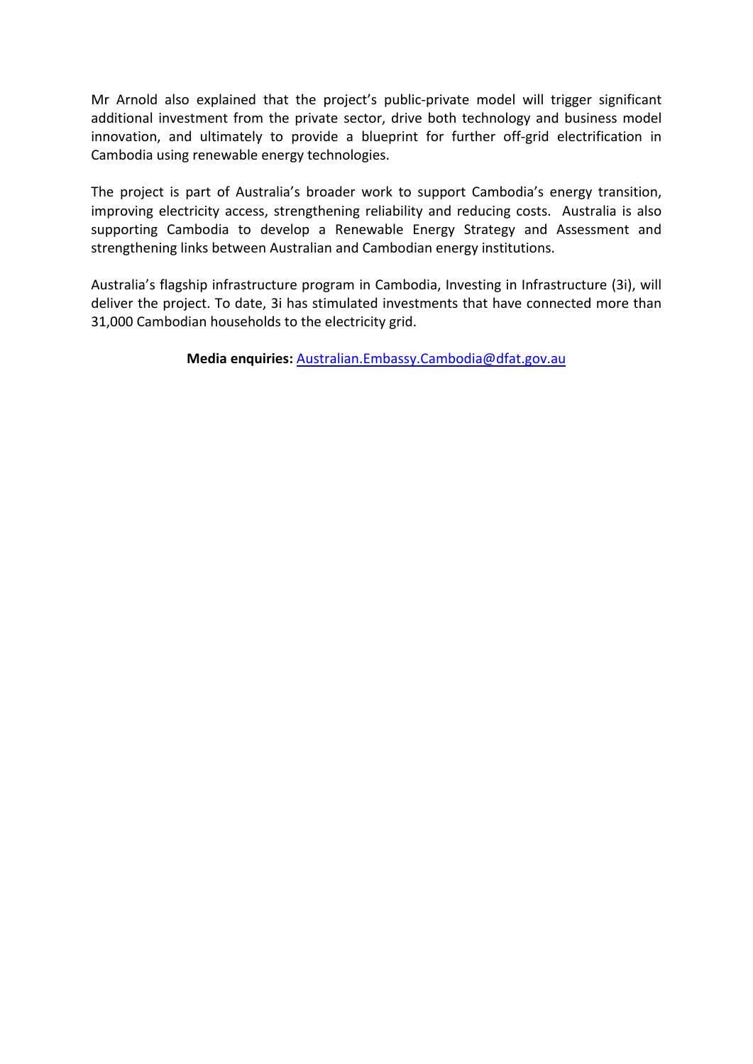Mr Arnold also explained that the project's public-private model will trigger significant additional investment from the private sector, drive both technology and business model innovation, and ultimately to provide a blueprint for further off-grid electrification in Cambodia using renewable energy technologies.

The project is part of Australia's broader work to support Cambodia's energy transition, improving electricity access, strengthening reliability and reducing costs. Australia is also supporting Cambodia to develop a Renewable Energy Strategy and Assessment and strengthening links between Australian and Cambodian energy institutions.

Australia's flagship infrastructure program in Cambodia, Investing in Infrastructure (3i), will deliver the project. To date, 3i has stimulated investments that have connected more than 31,000 Cambodian households to the electricity grid.

**Media enquiries:** Australian.Embassy.Cambodia@dfat.gov.au